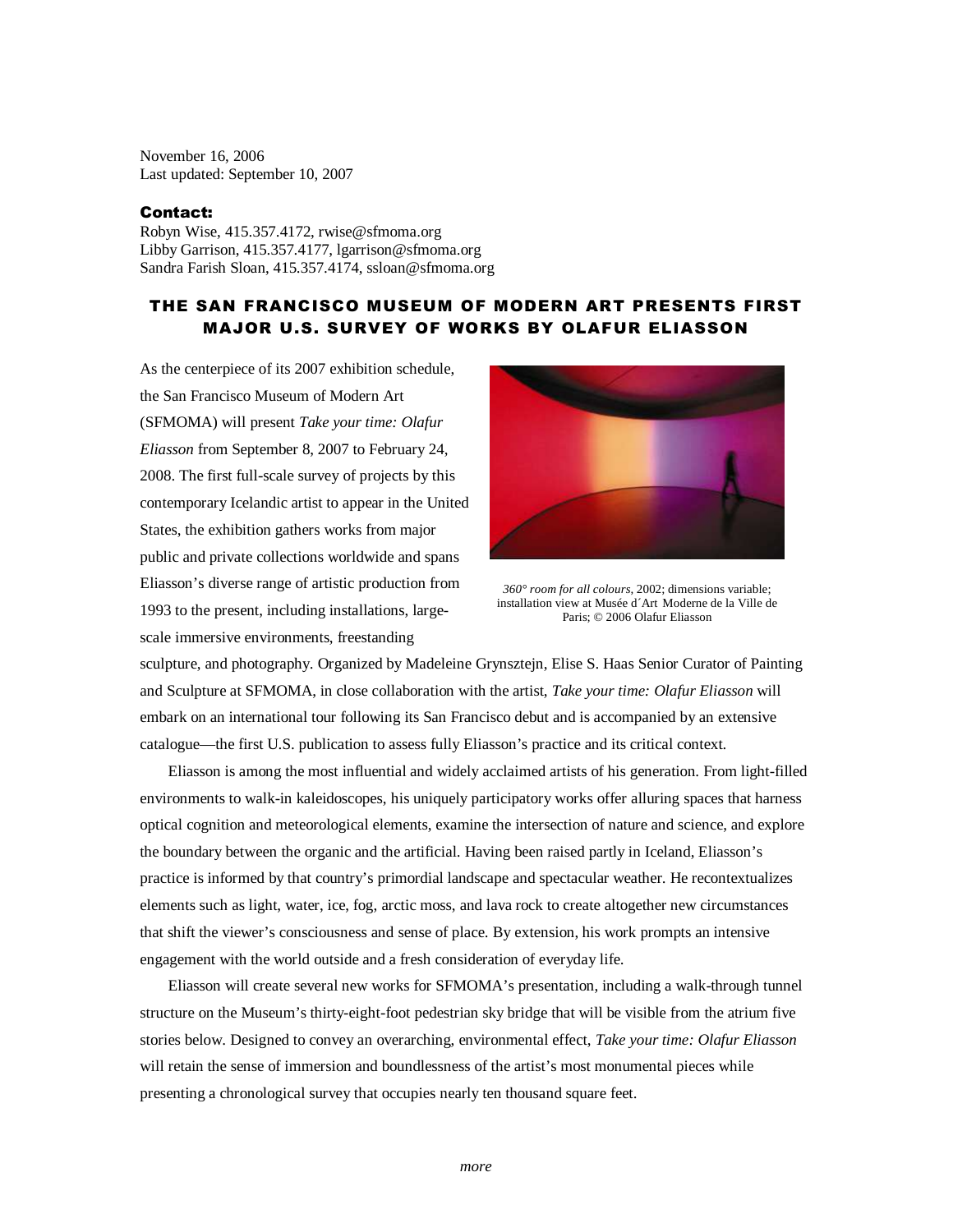November 16, 2006
Last updated: September 10, 2007

**Contact:**
Robyn Wise, 415.357.4172, rwise@sfmoma.org
Libby Garrison, 415.357.4177, lgarrison@sfmoma.org
Sandra Farish Sloan, 415.357.4174, ssloan@sfmoma.org

# THE SAN FRANCISCO MUSEUM OF MODERN ART PRESENTS FIRST MAJOR U.S. SURVEY OF WORKS BY OLAFUR ELIASSON

As the centerpiece of its 2007 exhibition schedule, the San Francisco Museum of Modern Art (SFMOMA) will present *Take your time: Olafur Eliasson* from September 8, 2007 to February 24, 2008. The first full-scale survey of projects by this contemporary Icelandic artist to appear in the United States, the exhibition gathers works from major public and private collections worldwide and spans Eliasson's diverse range of artistic production from 1993 to the present, including installations, large-scale immersive environments, freestanding sculpture, and photography. Organized by Madeleine Grynsztejn, Elise S. Haas Senior Curator of Painting and Sculpture at SFMOMA, in close collaboration with the artist, *Take your time: Olafur Eliasson* will embark on an international tour following its San Francisco debut and is accompanied by an extensive catalogue—the first U.S. publication to assess fully Eliasson's practice and its critical context.

*360° room for all colours*, 2002; dimensions variable; installation view at Musée d´Art Moderne de la Ville de Paris; © 2006 Olafur Eliasson

Eliasson is among the most influential and widely acclaimed artists of his generation. From light-filled environments to walk-in kaleidoscopes, his uniquely participatory works offer alluring spaces that harness optical cognition and meteorological elements, examine the intersection of nature and science, and explore the boundary between the organic and the artificial. Having been raised partly in Iceland, Eliasson's practice is informed by that country's primordial landscape and spectacular weather. He recontextualizes elements such as light, water, ice, fog, arctic moss, and lava rock to create altogether new circumstances that shift the viewer's consciousness and sense of place. By extension, his work prompts an intensive engagement with the world outside and a fresh consideration of everyday life.

Eliasson will create several new works for SFMOMA's presentation, including a walk-through tunnel structure on the Museum's thirty-eight-foot pedestrian sky bridge that will be visible from the atrium five stories below. Designed to convey an overarching, environmental effect, *Take your time: Olafur Eliasson* will retain the sense of immersion and boundlessness of the artist's most monumental pieces while presenting a chronological survey that occupies nearly ten thousand square feet.

*more*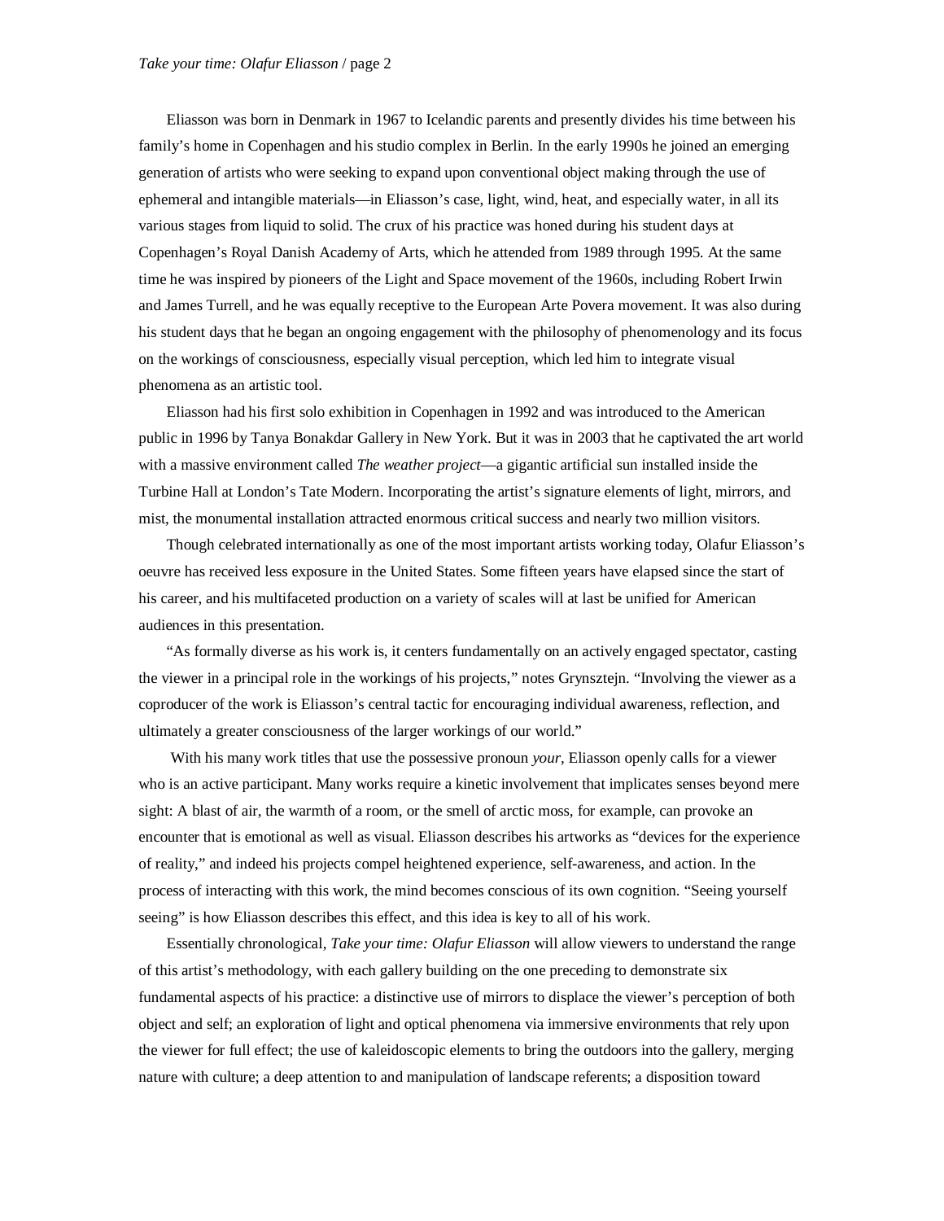Eliasson was born in Denmark in 1967 to Icelandic parents and presently divides his time between his family's home in Copenhagen and his studio complex in Berlin. In the early 1990s he joined an emerging generation of artists who were seeking to expand upon conventional object making through the use of ephemeral and intangible materials—in Eliasson's case, light, wind, heat, and especially water, in all its various stages from liquid to solid. The crux of his practice was honed during his student days at Copenhagen's Royal Danish Academy of Arts, which he attended from 1989 through 1995. At the same time he was inspired by pioneers of the Light and Space movement of the 1960s, including Robert Irwin and James Turrell, and he was equally receptive to the European Arte Povera movement. It was also during his student days that he began an ongoing engagement with the philosophy of phenomenology and its focus on the workings of consciousness, especially visual perception, which led him to integrate visual phenomena as an artistic tool.

Eliasson had his first solo exhibition in Copenhagen in 1992 and was introduced to the American public in 1996 by Tanya Bonakdar Gallery in New York. But it was in 2003 that he captivated the art world with a massive environment called *The weather project*—a gigantic artificial sun installed inside the Turbine Hall at London's Tate Modern. Incorporating the artist's signature elements of light, mirrors, and mist, the monumental installation attracted enormous critical success and nearly two million visitors.

Though celebrated internationally as one of the most important artists working today, Olafur Eliasson's oeuvre has received less exposure in the United States. Some fifteen years have elapsed since the start of his career, and his multifaceted production on a variety of scales will at last be unified for American audiences in this presentation.

"As formally diverse as his work is, it centers fundamentally on an actively engaged spectator, casting the viewer in a principal role in the workings of his projects," notes Grynsztejn. "Involving the viewer as a coproducer of the work is Eliasson's central tactic for encouraging individual awareness, reflection, and ultimately a greater consciousness of the larger workings of our world."

With his many work titles that use the possessive pronoun *your*, Eliasson openly calls for a viewer who is an active participant. Many works require a kinetic involvement that implicates senses beyond mere sight: A blast of air, the warmth of a room, or the smell of arctic moss, for example, can provoke an encounter that is emotional as well as visual. Eliasson describes his artworks as "devices for the experience of reality," and indeed his projects compel heightened experience, self-awareness, and action. In the process of interacting with this work, the mind becomes conscious of its own cognition. "Seeing yourself seeing" is how Eliasson describes this effect, and this idea is key to all of his work.

Essentially chronological, *Take your time: Olafur Eliasson* will allow viewers to understand the range of this artist's methodology, with each gallery building on the one preceding to demonstrate six fundamental aspects of his practice: a distinctive use of mirrors to displace the viewer's perception of both object and self; an exploration of light and optical phenomena via immersive environments that rely upon the viewer for full effect; the use of kaleidoscopic elements to bring the outdoors into the gallery, merging nature with culture; a deep attention to and manipulation of landscape referents; a disposition toward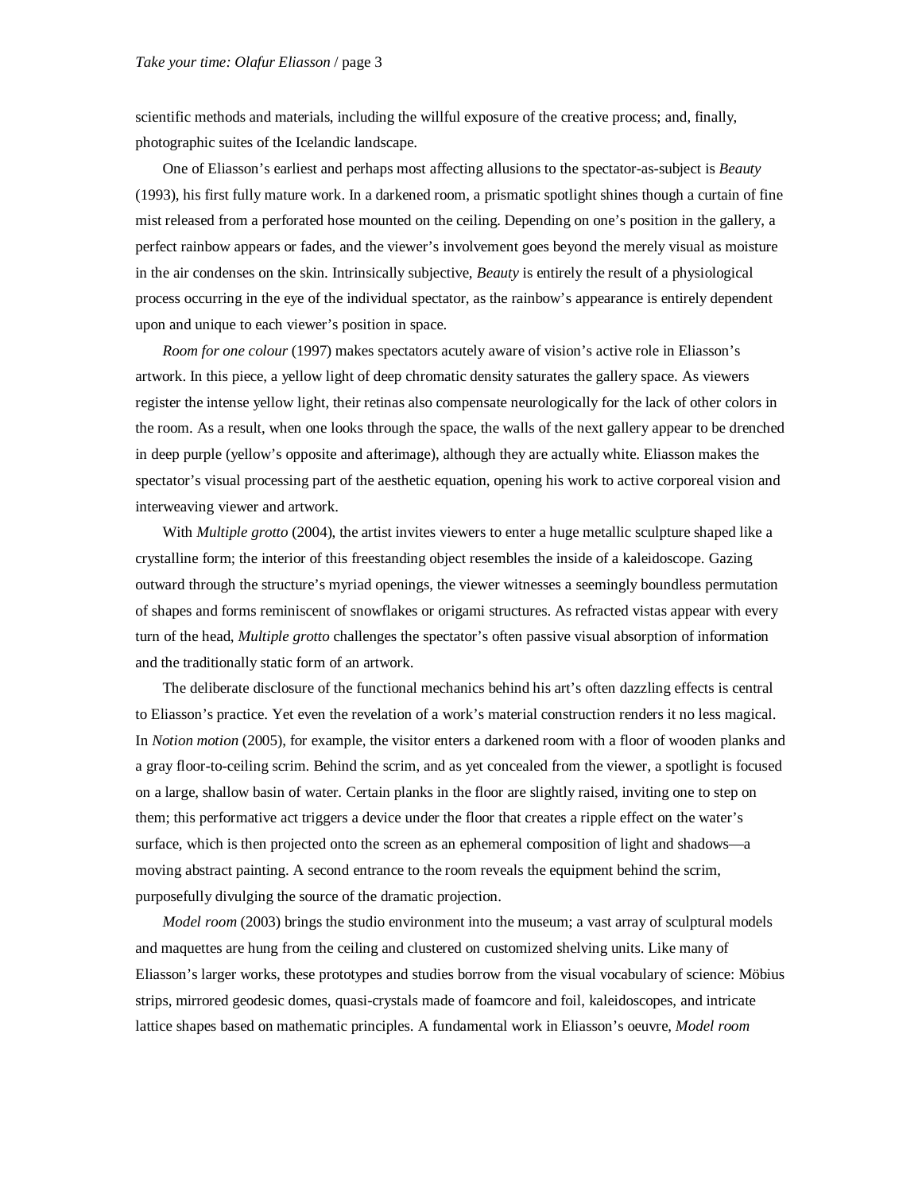scientific methods and materials, including the willful exposure of the creative process; and, finally, photographic suites of the Icelandic landscape.

One of Eliasson's earliest and perhaps most affecting allusions to the spectator-as-subject is *Beauty* (1993), his first fully mature work. In a darkened room, a prismatic spotlight shines though a curtain of fine mist released from a perforated hose mounted on the ceiling. Depending on one's position in the gallery, a perfect rainbow appears or fades, and the viewer's involvement goes beyond the merely visual as moisture in the air condenses on the skin. Intrinsically subjective, *Beauty* is entirely the result of a physiological process occurring in the eye of the individual spectator, as the rainbow's appearance is entirely dependent upon and unique to each viewer's position in space.

*Room for one colour* (1997) makes spectators acutely aware of vision's active role in Eliasson's artwork. In this piece, a yellow light of deep chromatic density saturates the gallery space. As viewers register the intense yellow light, their retinas also compensate neurologically for the lack of other colors in the room. As a result, when one looks through the space, the walls of the next gallery appear to be drenched in deep purple (yellow's opposite and afterimage), although they are actually white. Eliasson makes the spectator's visual processing part of the aesthetic equation, opening his work to active corporeal vision and interweaving viewer and artwork.

With *Multiple grotto* (2004), the artist invites viewers to enter a huge metallic sculpture shaped like a crystalline form; the interior of this freestanding object resembles the inside of a kaleidoscope. Gazing outward through the structure's myriad openings, the viewer witnesses a seemingly boundless permutation of shapes and forms reminiscent of snowflakes or origami structures. As refracted vistas appear with every turn of the head, *Multiple grotto* challenges the spectator's often passive visual absorption of information and the traditionally static form of an artwork.

The deliberate disclosure of the functional mechanics behind his art's often dazzling effects is central to Eliasson's practice. Yet even the revelation of a work's material construction renders it no less magical. In *Notion motion* (2005), for example, the visitor enters a darkened room with a floor of wooden planks and a gray floor-to-ceiling scrim. Behind the scrim, and as yet concealed from the viewer, a spotlight is focused on a large, shallow basin of water. Certain planks in the floor are slightly raised, inviting one to step on them; this performative act triggers a device under the floor that creates a ripple effect on the water's surface, which is then projected onto the screen as an ephemeral composition of light and shadows—a moving abstract painting. A second entrance to the room reveals the equipment behind the scrim, purposefully divulging the source of the dramatic projection.

*Model room* (2003) brings the studio environment into the museum; a vast array of sculptural models and maquettes are hung from the ceiling and clustered on customized shelving units. Like many of Eliasson's larger works, these prototypes and studies borrow from the visual vocabulary of science: Möbius strips, mirrored geodesic domes, quasi-crystals made of foamcore and foil, kaleidoscopes, and intricate lattice shapes based on mathematic principles. A fundamental work in Eliasson's oeuvre, *Model room*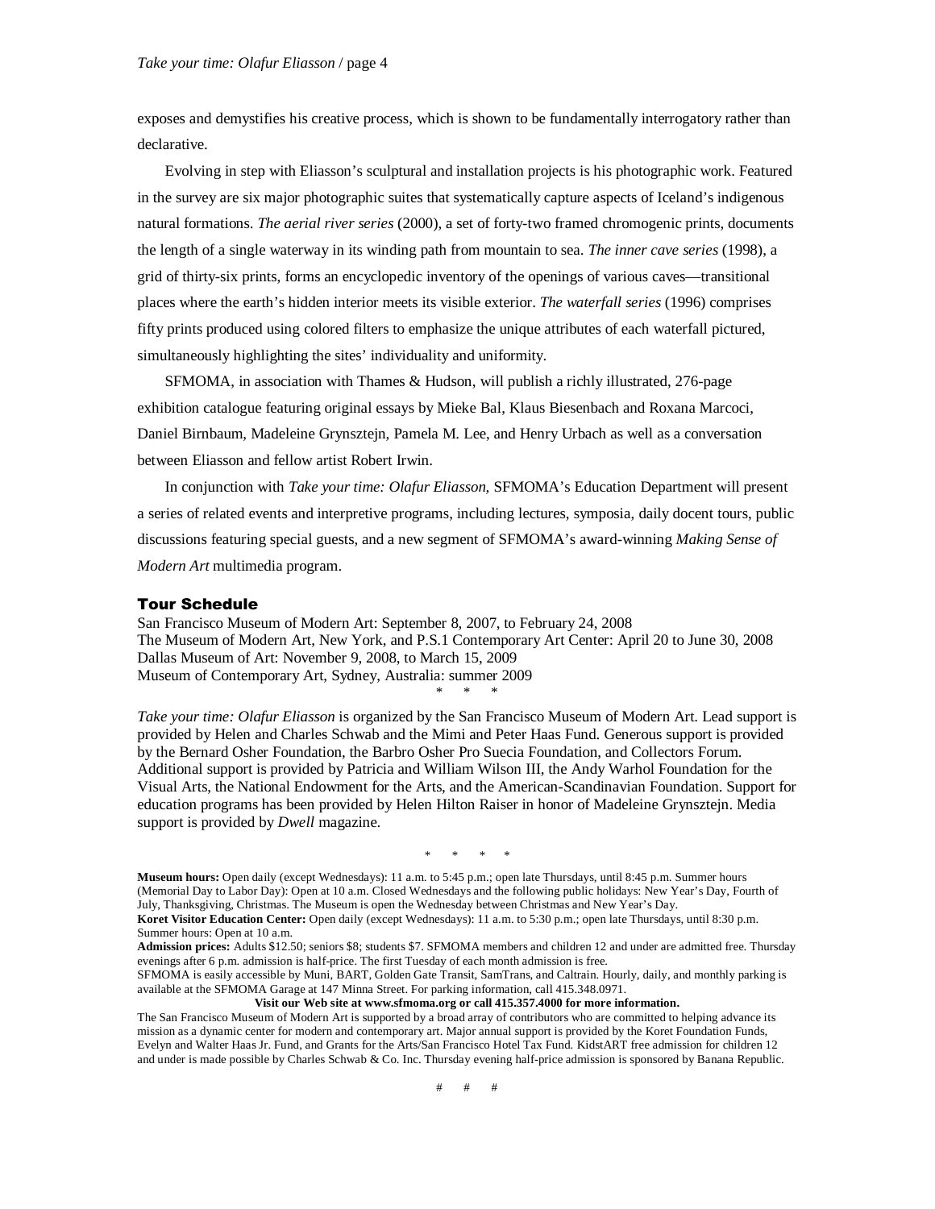exposes and demystifies his creative process, which is shown to be fundamentally interrogatory rather than declarative.

Evolving in step with Eliasson's sculptural and installation projects is his photographic work. Featured in the survey are six major photographic suites that systematically capture aspects of Iceland's indigenous natural formations. *The aerial river series* (2000), a set of forty-two framed chromogenic prints, documents the length of a single waterway in its winding path from mountain to sea. *The inner cave series* (1998), a grid of thirty-six prints, forms an encyclopedic inventory of the openings of various caves—transitional places where the earth's hidden interior meets its visible exterior. *The waterfall series* (1996) comprises fifty prints produced using colored filters to emphasize the unique attributes of each waterfall pictured, simultaneously highlighting the sites' individuality and uniformity.

SFMOMA, in association with Thames & Hudson, will publish a richly illustrated, 276-page exhibition catalogue featuring original essays by Mieke Bal, Klaus Biesenbach and Roxana Marcoci, Daniel Birnbaum, Madeleine Grynsztejn, Pamela M. Lee, and Henry Urbach as well as a conversation between Eliasson and fellow artist Robert Irwin.

In conjunction with *Take your time: Olafur Eliasson,* SFMOMA's Education Department will present a series of related events and interpretive programs, including lectures, symposia, daily docent tours, public discussions featuring special guests, and a new segment of SFMOMA's award-winning *Making Sense of Modern Art* multimedia program.

## Tour Schedule

San Francisco Museum of Modern Art: September 8, 2007, to February 24, 2008
The Museum of Modern Art, New York, and P.S.1 Contemporary Art Center: April 20 to June 30, 2008
Dallas Museum of Art: November 9, 2008, to March 15, 2009
Museum of Contemporary Art, Sydney, Australia: summer 2009

\* \* \*

*Take your time: Olafur Eliasson* is organized by the San Francisco Museum of Modern Art. Lead support is provided by Helen and Charles Schwab and the Mimi and Peter Haas Fund. Generous support is provided by the Bernard Osher Foundation, the Barbro Osher Pro Suecia Foundation, and Collectors Forum. Additional support is provided by Patricia and William Wilson III, the Andy Warhol Foundation for the Visual Arts, the National Endowment for the Arts, and the American-Scandinavian Foundation. Support for education programs has been provided by Helen Hilton Raiser in honor of Madeleine Grynsztejn. Media support is provided by *Dwell* magazine.

\* \* \* \*

**Museum hours:** Open daily (except Wednesdays): 11 a.m. to 5:45 p.m.; open late Thursdays, until 8:45 p.m. Summer hours (Memorial Day to Labor Day): Open at 10 a.m. Closed Wednesdays and the following public holidays: New Year's Day, Fourth of July, Thanksgiving, Christmas. The Museum is open the Wednesday between Christmas and New Year's Day.
**Koret Visitor Education Center:** Open daily (except Wednesdays): 11 a.m. to 5:30 p.m.; open late Thursdays, until 8:30 p.m. Summer hours: Open at 10 a.m.
**Admission prices:** Adults $12.50; seniors $8; students $7. SFMOMA members and children 12 and under are admitted free. Thursday evenings after 6 p.m. admission is half-price. The first Tuesday of each month admission is free.
SFMOMA is easily accessible by Muni, BART, Golden Gate Transit, SamTrans, and Caltrain. Hourly, daily, and monthly parking is available at the SFMOMA Garage at 147 Minna Street. For parking information, call 415.348.0971.

**Visit our Web site at www.sfmoma.org or call 415.357.4000 for more information.**

The San Francisco Museum of Modern Art is supported by a broad array of contributors who are committed to helping advance its mission as a dynamic center for modern and contemporary art. Major annual support is provided by the Koret Foundation Funds, Evelyn and Walter Haas Jr. Fund, and Grants for the Arts/San Francisco Hotel Tax Fund. KidstART free admission for children 12 and under is made possible by Charles Schwab & Co. Inc. Thursday evening half-price admission is sponsored by Banana Republic.

\# \# \#